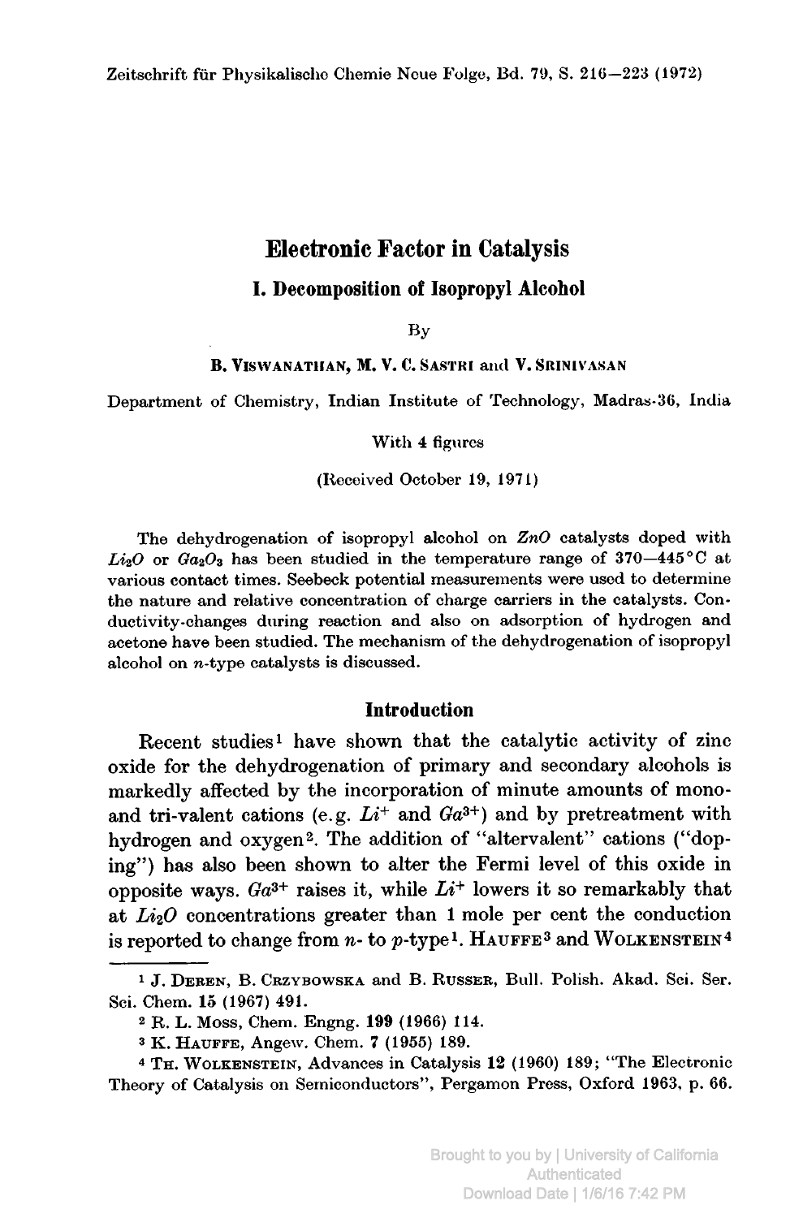# Electronic Factor in Catalysis

## I. Decomposition of Isopropyl Alcohol

By

**B. Viswanathan, M. V. C. Sastri and V. Srinivasan**

Department of Chemistry, Indian Institute of Technology, Madras-36, India

With 4 figures

(Received October 19, 1971)

The dehydrogenation of isopropyl alcohol on *ZnO* catalysts doped with $Li_2O$ or $Ga_2O_3$ has been studied in the temperature range of 370—445 °C at various contact times. Seebeck potential measurements were used to determine the nature and relative concentration of charge carriers in the catalysts. Conductivity-changes during reaction and also on adsorption of hydrogen and acetone have been studied. The mechanism of the dehydrogenation of isopropyl alcohol on *n*-type catalysts is discussed.

## Introduction

Recent studies[1] have shown that the catalytic activity of zinc oxide for the dehydrogenation of primary and secondary alcohols is markedly affected by the incorporation of minute amounts of mono- and tri-valent cations (e.g. $Li^+$ and $Ga^{3+}$) and by pretreatment with hydrogen and oxygen[2]. The addition of "altervalent" cations ("doping") has also been shown to alter the Fermi level of this oxide in opposite ways. $Ga^{3+}$ raises it, while $Li^+$ lowers it so remarkably that at $Li_2O$ concentrations greater than 1 mole per cent the conduction is reported to change from *n*- to *p*-type[1]. Hauffe[3] and Wolkenstein[4]

---

[1] J. Deren, B. Crzybowska and B. Russer, Bull. Polish. Akad. Sci. Ser. Sci. Chem. **15** (1967) 491.

[2] R. L. Moss, Chem. Engng. **199** (1966) 114.

[3] K. Hauffe, Angew. Chem. **7** (1955) 189.

[4] Th. Wolkenstein, Advances in Catalysis **12** (1960) 189; "The Electronic Theory of Catalysis on Semiconductors", Pergamon Press, Oxford 1963, p. 66.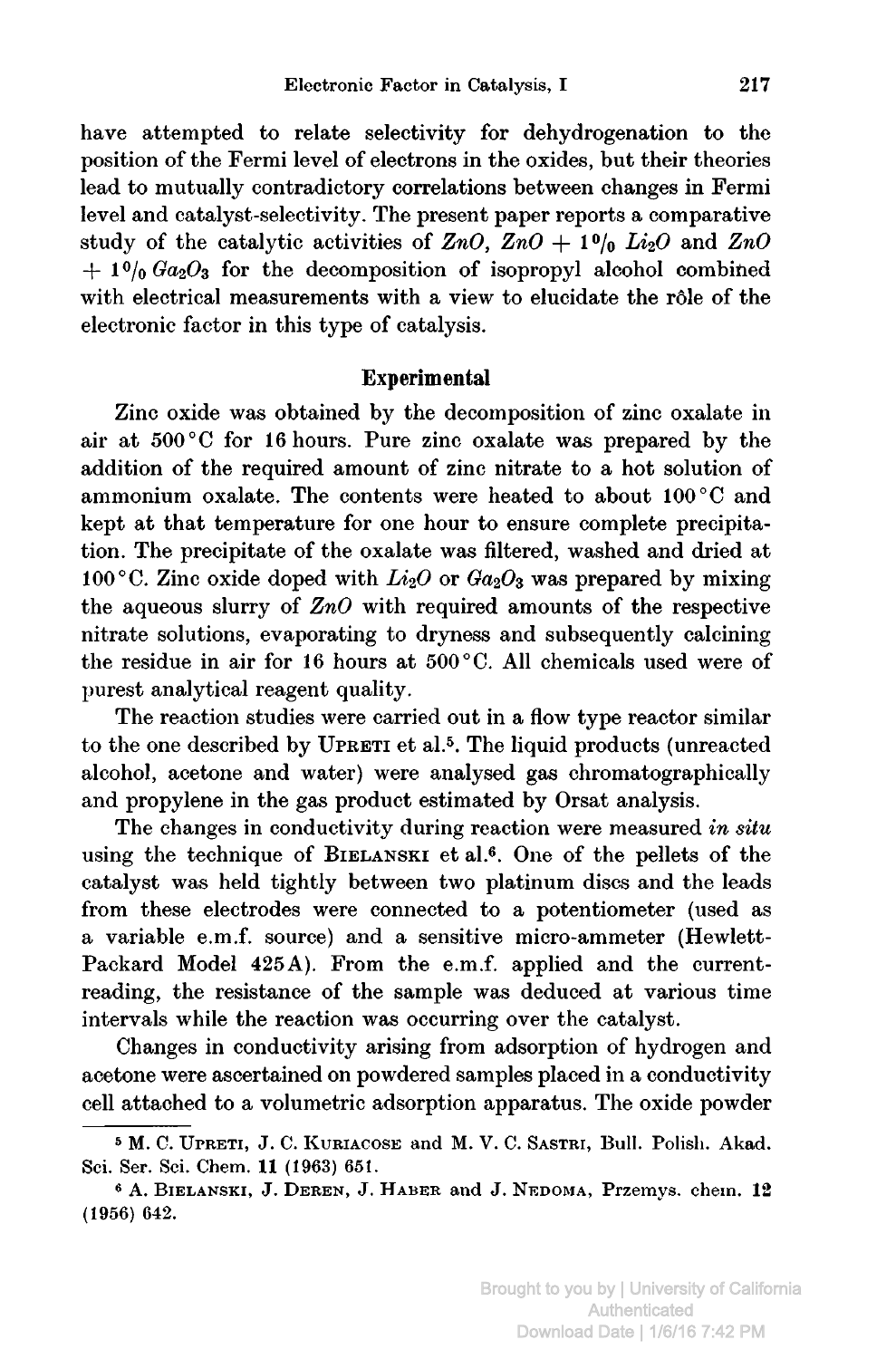have attempted to relate selectivity for dehydrogenation to the position of the Fermi level of electrons in the oxides, but their theories lead to mutually contradictory correlations between changes in Fermi level and catalyst-selectivity. The present paper reports a comparative study of the catalytic activities of $ZnO$, $ZnO + 1\%\ Li_2O$ and $ZnO + 1\%\ Ga_2O_3$ for the decomposition of isopropyl alcohol combined with electrical measurements with a view to elucidate the rôle of the electronic factor in this type of catalysis.

## Experimental

Zinc oxide was obtained by the decomposition of zinc oxalate in air at 500 °C for 16 hours. Pure zinc oxalate was prepared by the addition of the required amount of zinc nitrate to a hot solution of ammonium oxalate. The contents were heated to about 100 °C and kept at that temperature for one hour to ensure complete precipitation. The precipitate of the oxalate was filtered, washed and dried at 100 °C. Zinc oxide doped with $Li_2O$ or $Ga_2O_3$ was prepared by mixing the aqueous slurry of $ZnO$ with required amounts of the respective nitrate solutions, evaporating to dryness and subsequently calcining the residue in air for 16 hours at 500 °C. All chemicals used were of purest analytical reagent quality.

The reaction studies were carried out in a flow type reactor similar to the one described by Upreti et al.[5]. The liquid products (unreacted alcohol, acetone and water) were analysed gas chromatographically and propylene in the gas product estimated by Orsat analysis.

The changes in conductivity during reaction were measured *in situ* using the technique of Bielanski et al.[6]. One of the pellets of the catalyst was held tightly between two platinum discs and the leads from these electrodes were connected to a potentiometer (used as a variable e.m.f. source) and a sensitive micro-ammeter (Hewlett-Packard Model 425A). From the e.m.f. applied and the current-reading, the resistance of the sample was deduced at various time intervals while the reaction was occurring over the catalyst.

Changes in conductivity arising from adsorption of hydrogen and acetone were ascertained on powdered samples placed in a conductivity cell attached to a volumetric adsorption apparatus. The oxide powder

---

[5] M. C. Upreti, J. C. Kuriacose and M. V. C. Sastri, Bull. Polish. Akad. Sci. Ser. Sci. Chem. **11** (1963) 651.

[6] A. Bielanski, J. Deren, J. Haber and J. Nedoma, Przemys. chem. **12** (1956) 642.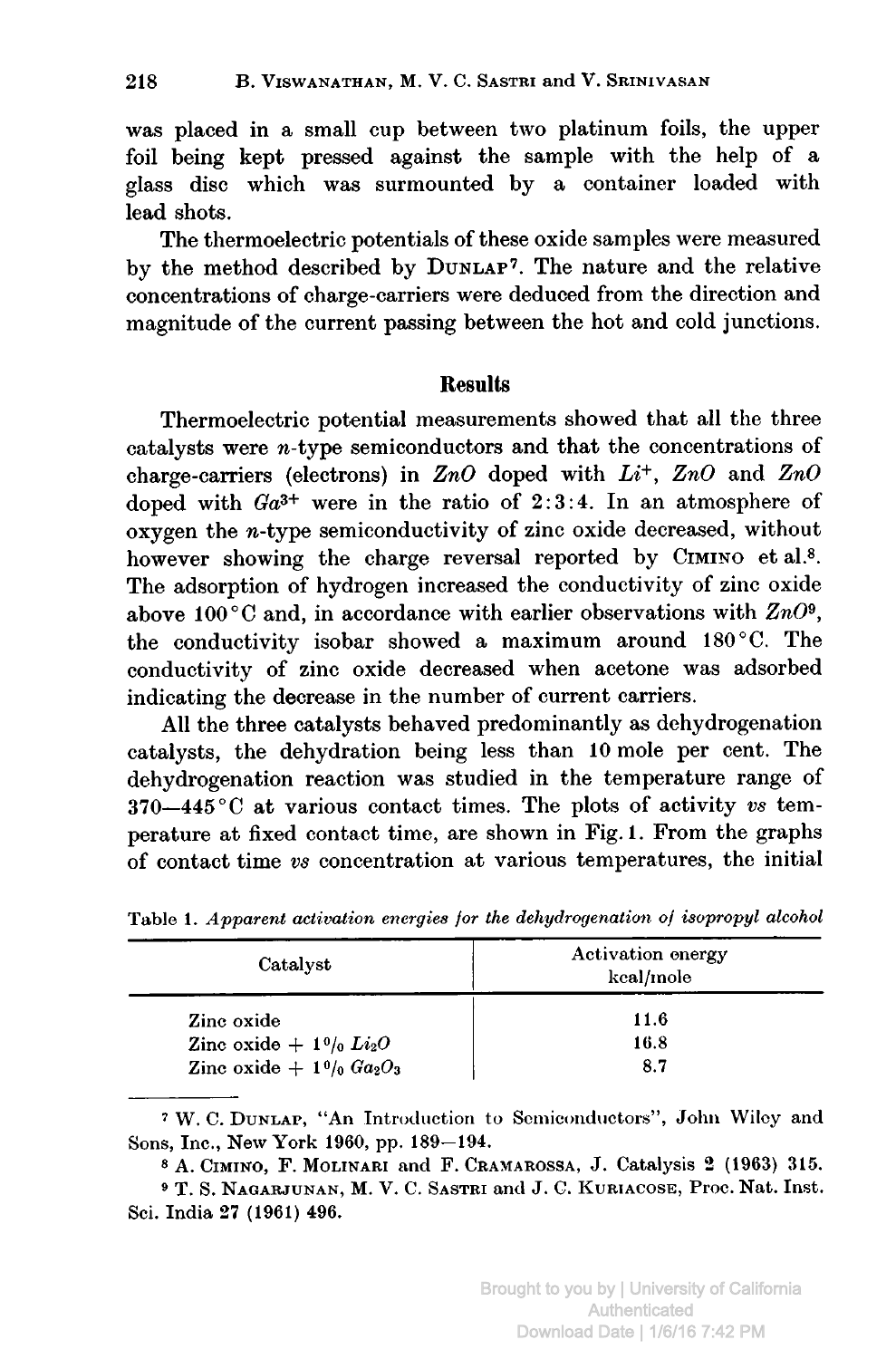was placed in a small cup between two platinum foils, the upper foil being kept pressed against the sample with the help of a glass disc which was surmounted by a container loaded with lead shots.

The thermoelectric potentials of these oxide samples were measured by the method described by DUNLAP[7]. The nature and the relative concentrations of charge-carriers were deduced from the direction and magnitude of the current passing between the hot and cold junctions.

## Results

Thermoelectric potential measurements showed that all the three catalysts were *n*-type semiconductors and that the concentrations of charge-carriers (electrons) in $ZnO$ doped with $Li^{+}$, $ZnO$ and $ZnO$ doped with $Ga^{3+}$ were in the ratio of 2:3:4. In an atmosphere of oxygen the *n*-type semiconductivity of zinc oxide decreased, without however showing the charge reversal reported by CIMINO et al.[8]. The adsorption of hydrogen increased the conductivity of zinc oxide above 100 °C and, in accordance with earlier observations with $ZnO$[9], the conductivity isobar showed a maximum around 180 °C. The conductivity of zinc oxide decreased when acetone was adsorbed indicating the decrease in the number of current carriers.

All the three catalysts behaved predominantly as dehydrogenation catalysts, the dehydration being less than 10 mole per cent. The dehydrogenation reaction was studied in the temperature range of 370—445 °C at various contact times. The plots of activity *vs* temperature at fixed contact time, are shown in Fig. 1. From the graphs of contact time *vs* concentration at various temperatures, the initial

Table 1. *Apparent activation energies for the dehydrogenation of isopropyl alcohol*

| Catalyst | Activation energy kcal/mole |
|---|---|
| Zinc oxide | 11.6 |
| Zinc oxide + 1% $Li_2O$ | 16.8 |
| Zinc oxide + 1% $Ga_2O_3$ | 8.7 |

[7] W. C. DUNLAP, "An Introduction to Semiconductors", John Wiley and Sons, Inc., New York 1960, pp. 189—194.

[8] A. CIMINO, F. MOLINARI and F. CRAMAROSSA, J. Catalysis 2 (1963) 315.

[9] T. S. NAGARJUNAN, M. V. C. SASTRI and J. C. KURIACOSE, Proc. Nat. Inst. Sci. India 27 (1961) 496.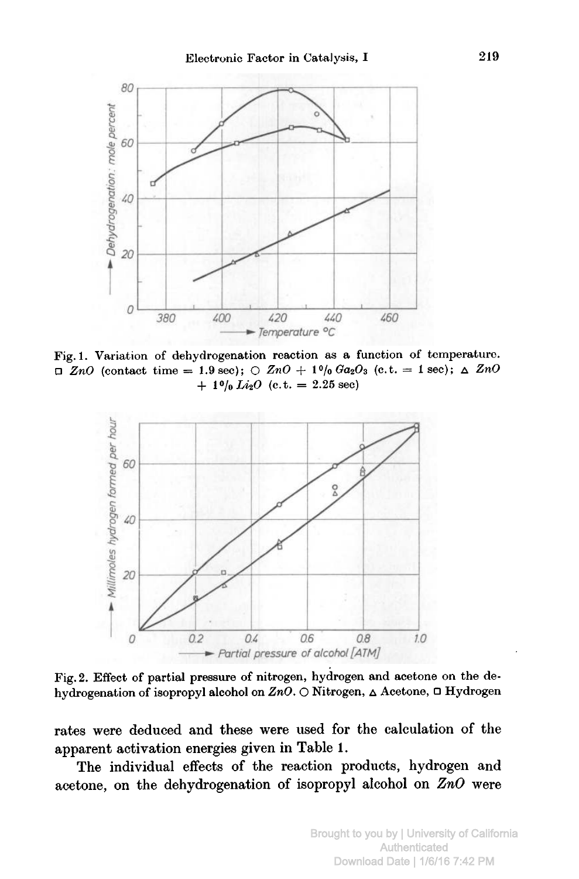Fig. 1. Variation of dehydrogenation reaction as a function of temperature. □ $ZnO$ (contact time = 1.9 sec); ○ $ZnO$ + 1% $Ga_2O_3$ (c.t. = 1 sec); △ $ZnO$ + 1% $Li_2O$ (c.t. = 2.25 sec)

Fig. 2. Effect of partial pressure of nitrogen, hydrogen and acetone on the dehydrogenation of isopropyl alcohol on $ZnO$. ○ Nitrogen, △ Acetone, □ Hydrogen

rates were deduced and these were used for the calculation of the apparent activation energies given in Table 1.

The individual effects of the reaction products, hydrogen and acetone, on the dehydrogenation of isopropyl alcohol on $ZnO$ were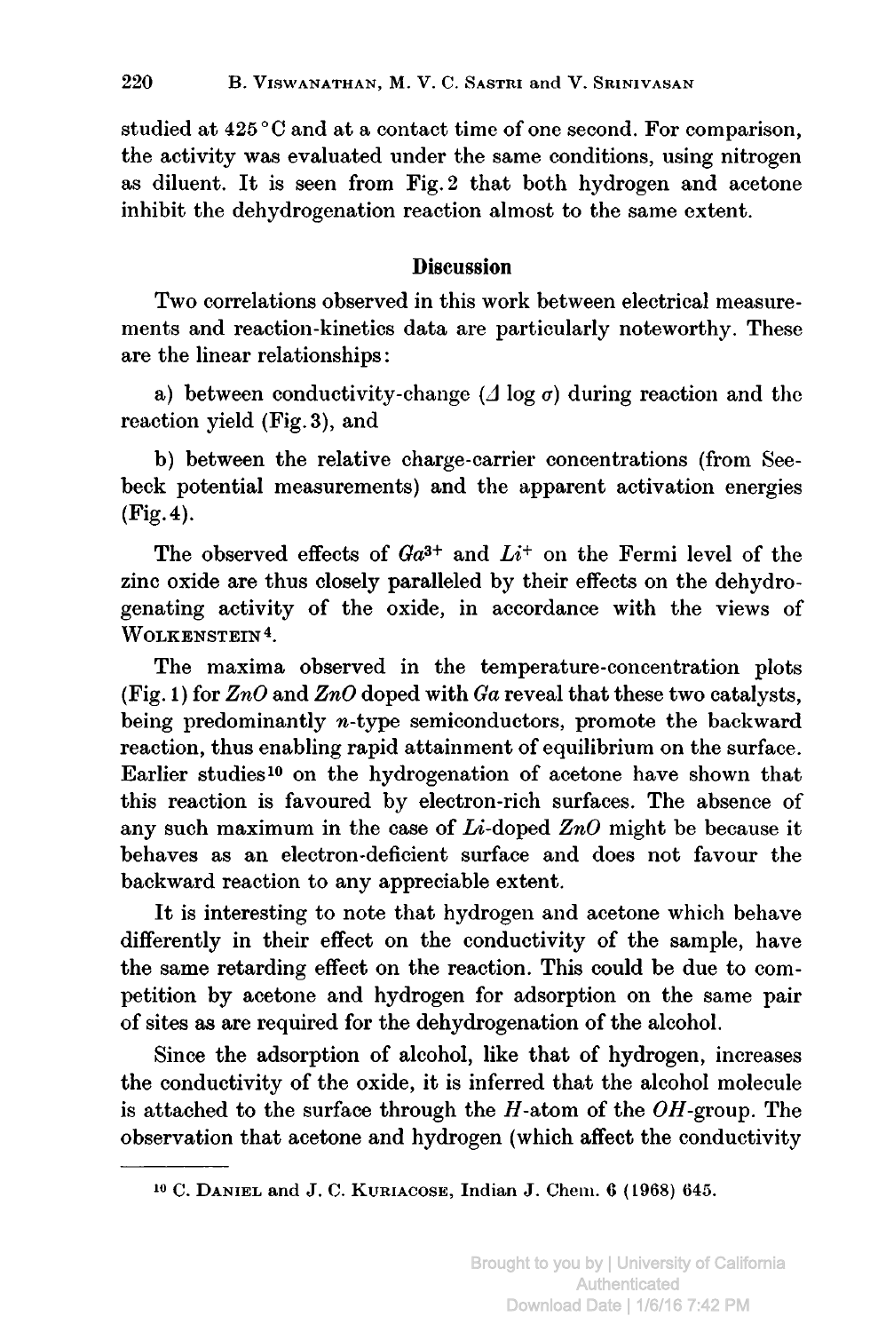studied at 425 °C and at a contact time of one second. For comparison, the activity was evaluated under the same conditions, using nitrogen as diluent. It is seen from Fig. 2 that both hydrogen and acetone inhibit the dehydrogenation reaction almost to the same extent.

## Discussion

Two correlations observed in this work between electrical measurements and reaction-kinetics data are particularly noteworthy. These are the linear relationships:

a) between conductivity-change ($\Delta \log \sigma$) during reaction and the reaction yield (Fig. 3), and

b) between the relative charge-carrier concentrations (from Seebeck potential measurements) and the apparent activation energies (Fig. 4).

The observed effects of $Ga^{3+}$ and $Li^{+}$ on the Fermi level of the zinc oxide are thus closely paralleled by their effects on the dehydrogenating activity of the oxide, in accordance with the views of Wolkenstein[4].

The maxima observed in the temperature-concentration plots (Fig. 1) for $ZnO$ and $ZnO$ doped with $Ga$ reveal that these two catalysts, being predominantly $n$-type semiconductors, promote the backward reaction, thus enabling rapid attainment of equilibrium on the surface. Earlier studies[10] on the hydrogenation of acetone have shown that this reaction is favoured by electron-rich surfaces. The absence of any such maximum in the case of $Li$-doped $ZnO$ might be because it behaves as an electron-deficient surface and does not favour the backward reaction to any appreciable extent.

It is interesting to note that hydrogen and acetone which behave differently in their effect on the conductivity of the sample, have the same retarding effect on the reaction. This could be due to competition by acetone and hydrogen for adsorption on the same pair of sites as are required for the dehydrogenation of the alcohol.

Since the adsorption of alcohol, like that of hydrogen, increases the conductivity of the oxide, it is inferred that the alcohol molecule is attached to the surface through the $H$-atom of the $OH$-group. The observation that acetone and hydrogen (which affect the conductivity

---

[10] C. Daniel and J. C. Kuriacose, Indian J. Chem. 6 (1968) 645.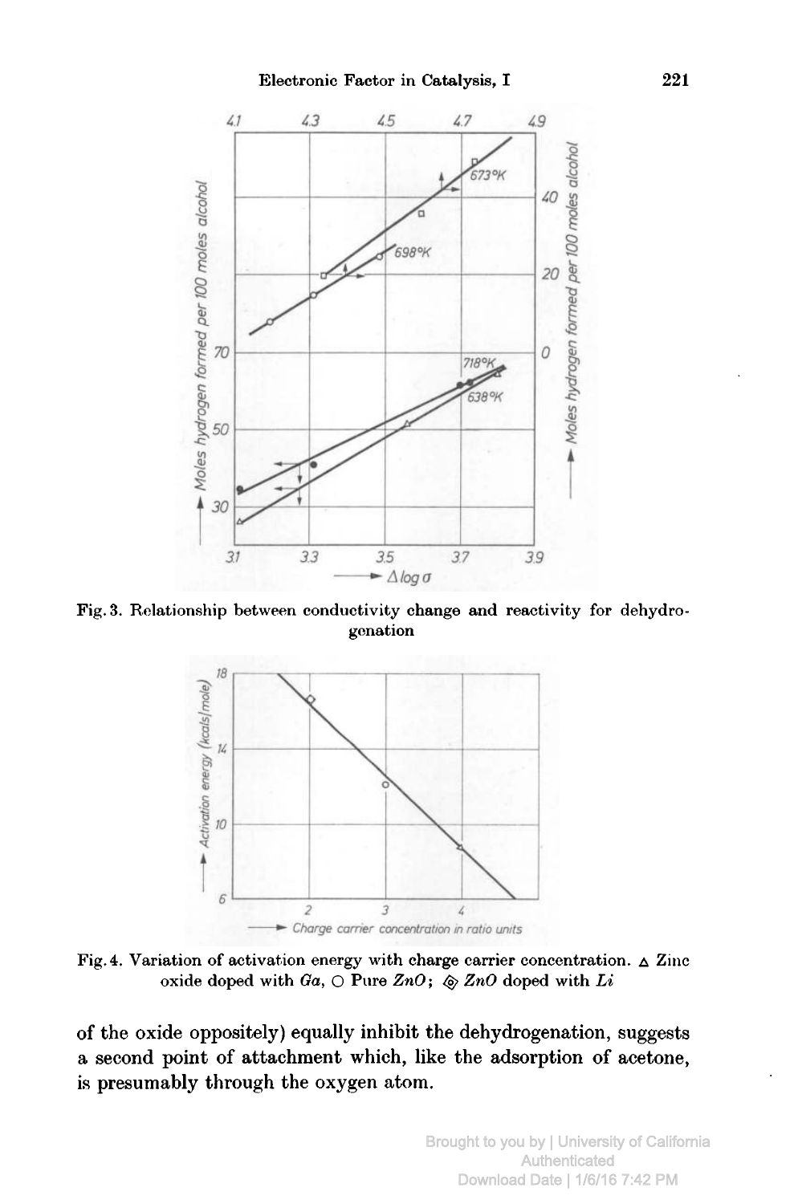Fig. 3. Relationship between conductivity change and reactivity for dehydrogenation

Fig. 4. Variation of activation energy with charge carrier concentration. △ Zinc oxide doped with *Ga*, ○ Pure *ZnO*; ◈ *ZnO* doped with *Li*

of the oxide oppositely) equally inhibit the dehydrogenation, suggests a second point of attachment which, like the adsorption of acetone, is presumably through the oxygen atom.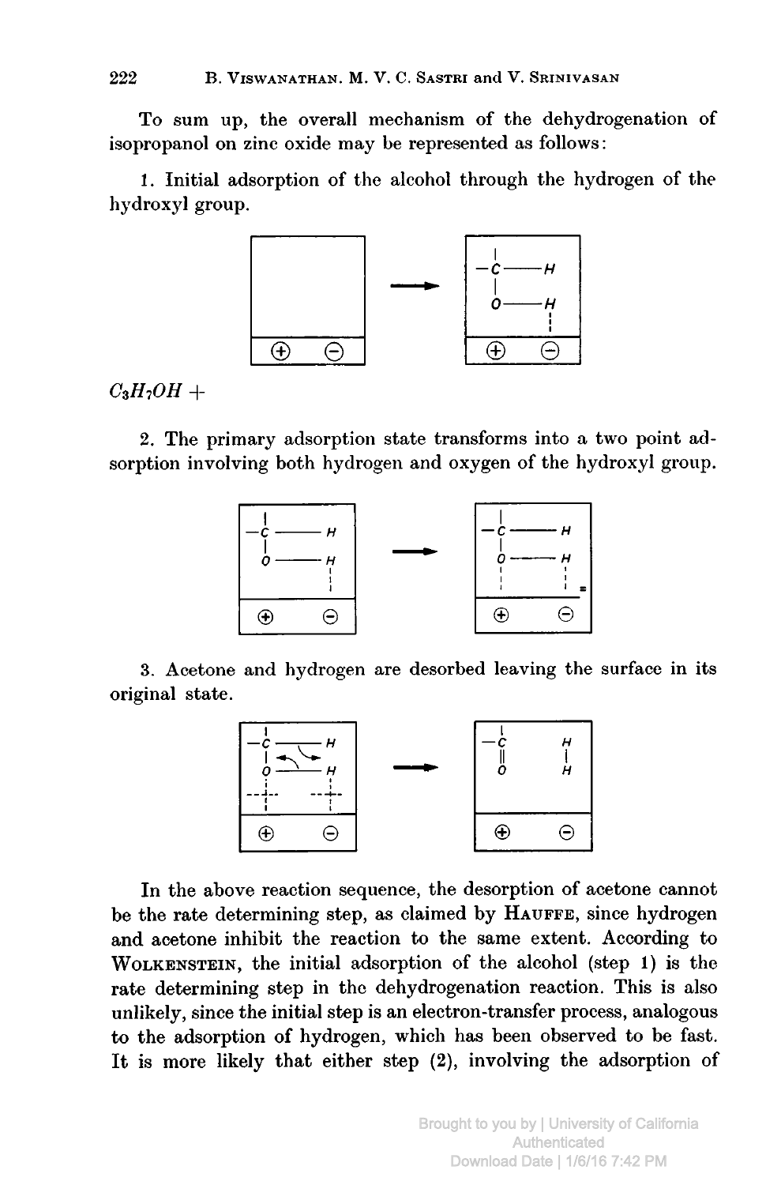To sum up, the overall mechanism of the dehydrogenation of isopropanol on zinc oxide may be represented as follows:

1. Initial adsorption of the alcohol through the hydrogen of the hydroxyl group.

$C_3H_7OH$ +

2. The primary adsorption state transforms into a two point adsorption involving both hydrogen and oxygen of the hydroxyl group.

3. Acetone and hydrogen are desorbed leaving the surface in its original state.

In the above reaction sequence, the desorption of acetone cannot be the rate determining step, as claimed by HAUFFE, since hydrogen and acetone inhibit the reaction to the same extent. According to WOLKENSTEIN, the initial adsorption of the alcohol (step 1) is the rate determining step in the dehydrogenation reaction. This is also unlikely, since the initial step is an electron-transfer process, analogous to the adsorption of hydrogen, which has been observed to be fast. It is more likely that either step (2), involving the adsorption of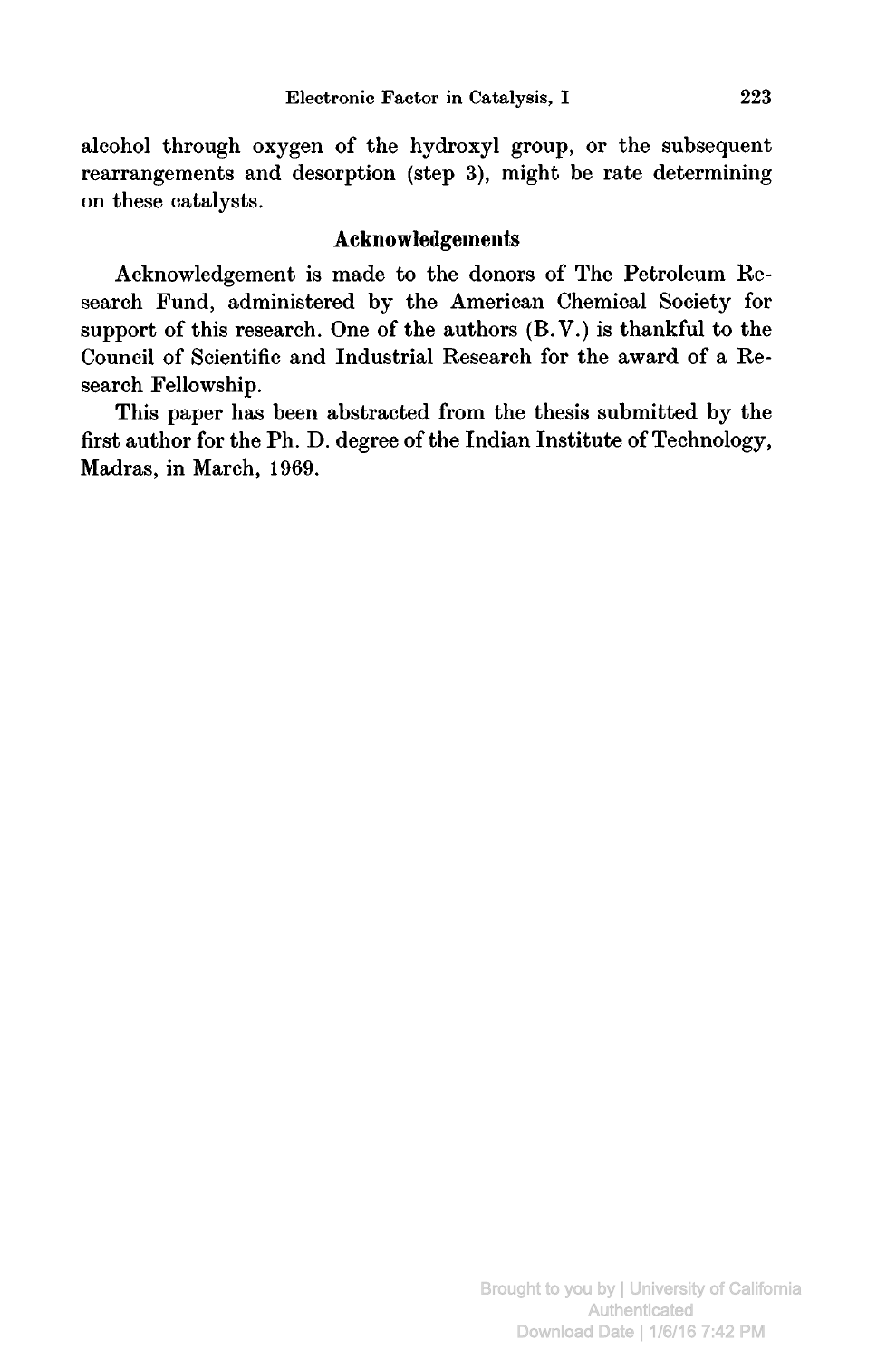alcohol through oxygen of the hydroxyl group, or the subsequent rearrangements and desorption (step 3), might be rate determining on these catalysts.

## Acknowledgements

Acknowledgement is made to the donors of The Petroleum Research Fund, administered by the American Chemical Society for support of this research. One of the authors (B. V.) is thankful to the Council of Scientific and Industrial Research for the award of a Research Fellowship.

This paper has been abstracted from the thesis submitted by the first author for the Ph. D. degree of the Indian Institute of Technology, Madras, in March, 1969.